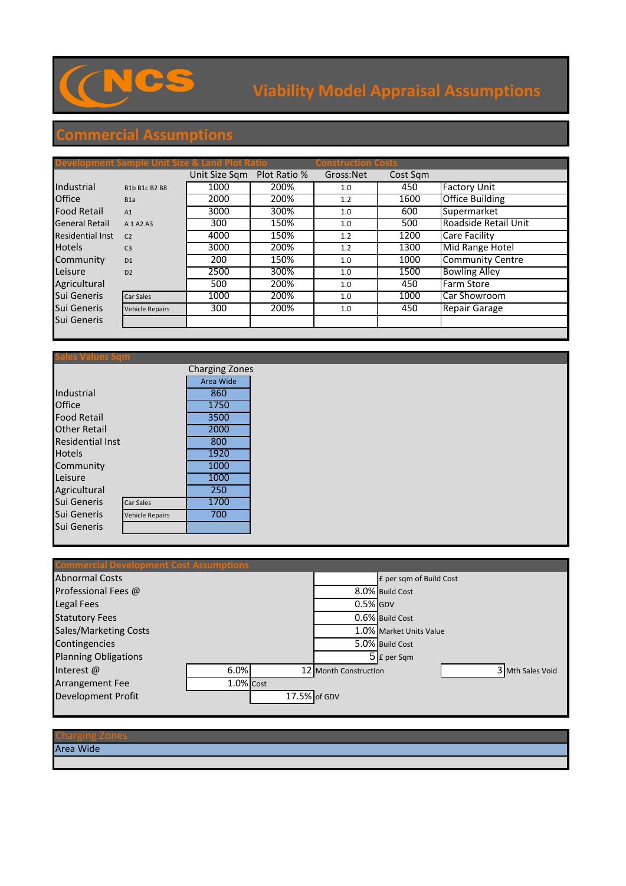# NCS Viability Model Appraisal Assumptions

## Commercial Assumptions

| Development Sample Unit Size & Land Plot Ratio | | | | Construction Costs | | |
|---|---|---|---|---|---|---|
| | | Unit Size Sqm | Plot Ratio % | Gross:Net | Cost Sqm | |
| Industrial | B1b B1c B2 B8 | 1000 | 200% | 1.0 | 450 | Factory Unit |
| Office | B1a | 2000 | 200% | 1.2 | 1600 | Office Building |
| Food Retail | A1 | 3000 | 300% | 1.0 | 600 | Supermarket |
| General Retail | A 1 A2 A3 | 300 | 150% | 1.0 | 500 | Roadside Retail Unit |
| Residential Inst | C2 | 4000 | 150% | 1.2 | 1200 | Care Facility |
| Hotels | C3 | 3000 | 200% | 1.2 | 1300 | Mid Range Hotel |
| Community | D1 | 200 | 150% | 1.0 | 1000 | Community Centre |
| Leisure | D2 | 2500 | 300% | 1.0 | 1500 | Bowling Alley |
| Agricultural | | 500 | 200% | 1.0 | 450 | Farm Store |
| Sui Generis | Car Sales | 1000 | 200% | 1.0 | 1000 | Car Showroom |
| Sui Generis | Vehicle Repairs | 300 | 200% | 1.0 | 450 | Repair Garage |
| Sui Generis | | | | | | |

### Sales Values Sqm

| | | Charging Zones |
|---|---|---|
| | | Area Wide |
| Industrial | | 860 |
| Office | | 1750 |
| Food Retail | | 3500 |
| Other Retail | | 2000 |
| Residential Inst | | 800 |
| Hotels | | 1920 |
| Community | | 1000 |
| Leisure | | 1000 |
| Agricultural | | 250 |
| Sui Generis | Car Sales | 1700 |
| Sui Generis | Vehicle Repairs | 700 |
| Sui Generis | | |

### Commercial Development Cost Assumptions

| Item | Value | Basis |
|---|---|---|
| Abnormal Costs | | £ per sqm of Build Cost |
| Professional Fees @ | 8.0% | Build Cost |
| Legal Fees | 0.5% | GDV |
| Statutory Fees | 0.6% | Build Cost |
| Sales/Marketing Costs | 1.0% | Market Units Value |
| Contingencies | 5.0% | Build Cost |
| Planning Obligations | 5 | £ per Sqm |
| Interest @ | 6.0% | 12 Month Construction; 3 Mth Sales Void |
| Arrangement Fee | 1.0% | Cost |
| Development Profit | 17.5% | of GDV |

### Charging Zones

Area Wide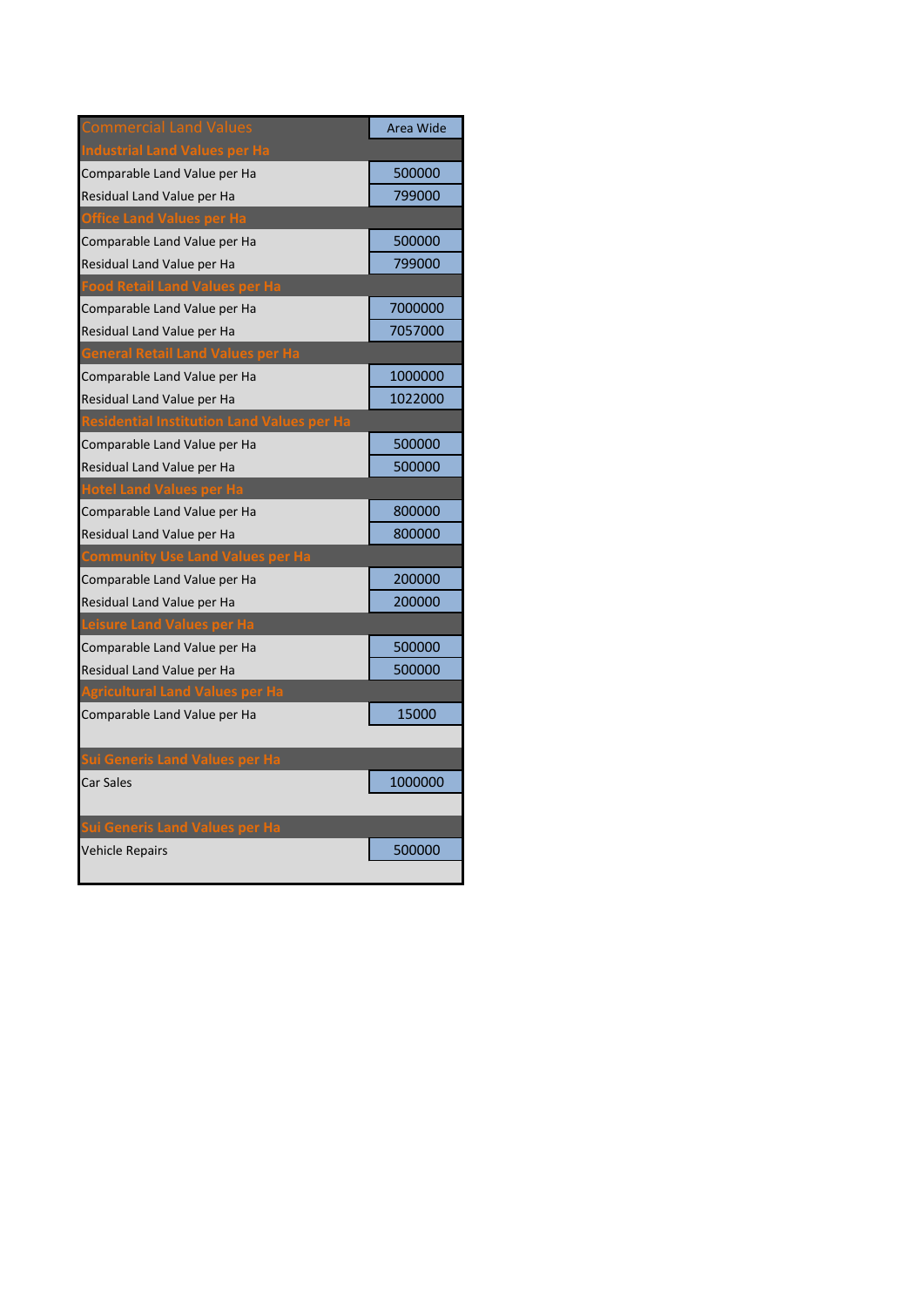| Commercial Land Values | Area Wide |
| --- | --- |
| **Industrial Land Values per Ha** | |
| Comparable Land Value per Ha | 500000 |
| Residual Land Value per Ha | 799000 |
| **Office Land Values per Ha** | |
| Comparable Land Value per Ha | 500000 |
| Residual Land Value per Ha | 799000 |
| **Food Retail Land Values per Ha** | |
| Comparable Land Value per Ha | 7000000 |
| Residual Land Value per Ha | 7057000 |
| **General Retail Land Values per Ha** | |
| Comparable Land Value per Ha | 1000000 |
| Residual Land Value per Ha | 1022000 |
| **Residential Institution Land Values per Ha** | |
| Comparable Land Value per Ha | 500000 |
| Residual Land Value per Ha | 500000 |
| **Hotel Land Values per Ha** | |
| Comparable Land Value per Ha | 800000 |
| Residual Land Value per Ha | 800000 |
| **Community Use Land Values per Ha** | |
| Comparable Land Value per Ha | 200000 |
| Residual Land Value per Ha | 200000 |
| **Leisure Land Values per Ha** | |
| Comparable Land Value per Ha | 500000 |
| Residual Land Value per Ha | 500000 |
| **Agricultural Land Values per Ha** | |
| Comparable Land Value per Ha | 15000 |
| | |
| **Sui Generis Land Values per Ha** | |
| Car Sales | 1000000 |
| | |
| **Sui Generis Land Values per Ha** | |
| Vehicle Repairs | 500000 |